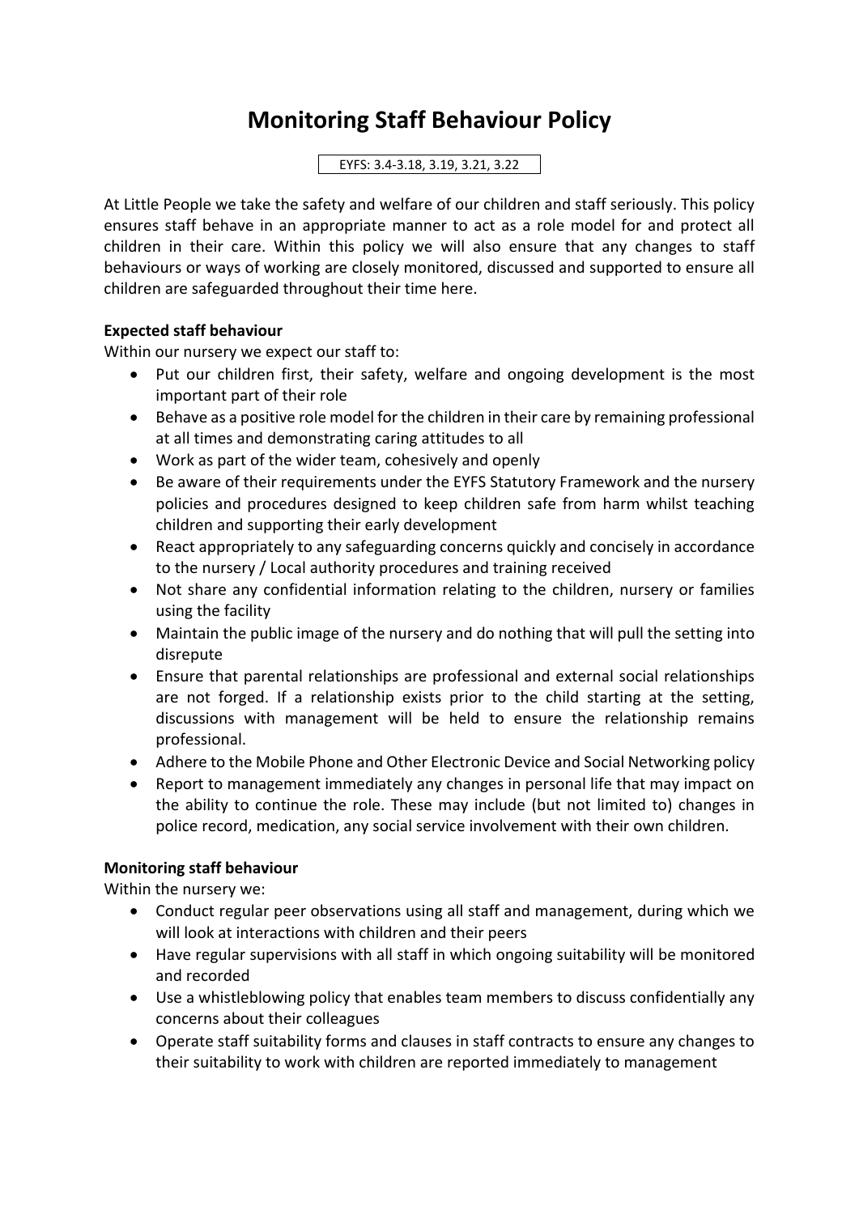# Monitoring Staff Behaviour Policy

EYFS: 3.4-3.18, 3.19, 3.21, 3.22

At Little People we take the safety and welfare of our children and staff seriously. This policy ensures staff behave in an appropriate manner to act as a role model for and protect all children in their care. Within this policy we will also ensure that any changes to staff behaviours or ways of working are closely monitored, discussed and supported to ensure all children are safeguarded throughout their time here.

**Expected staff behaviour**

Within our nursery we expect our staff to:

- Put our children first, their safety, welfare and ongoing development is the most important part of their role
- Behave as a positive role model for the children in their care by remaining professional at all times and demonstrating caring attitudes to all
- Work as part of the wider team, cohesively and openly
- Be aware of their requirements under the EYFS Statutory Framework and the nursery policies and procedures designed to keep children safe from harm whilst teaching children and supporting their early development
- React appropriately to any safeguarding concerns quickly and concisely in accordance to the nursery / Local authority procedures and training received
- Not share any confidential information relating to the children, nursery or families using the facility
- Maintain the public image of the nursery and do nothing that will pull the setting into disrepute
- Ensure that parental relationships are professional and external social relationships are not forged. If a relationship exists prior to the child starting at the setting, discussions with management will be held to ensure the relationship remains professional.
- Adhere to the Mobile Phone and Other Electronic Device and Social Networking policy
- Report to management immediately any changes in personal life that may impact on the ability to continue the role. These may include (but not limited to) changes in police record, medication, any social service involvement with their own children.

**Monitoring staff behaviour**

Within the nursery we:

- Conduct regular peer observations using all staff and management, during which we will look at interactions with children and their peers
- Have regular supervisions with all staff in which ongoing suitability will be monitored and recorded
- Use a whistleblowing policy that enables team members to discuss confidentially any concerns about their colleagues
- Operate staff suitability forms and clauses in staff contracts to ensure any changes to their suitability to work with children are reported immediately to management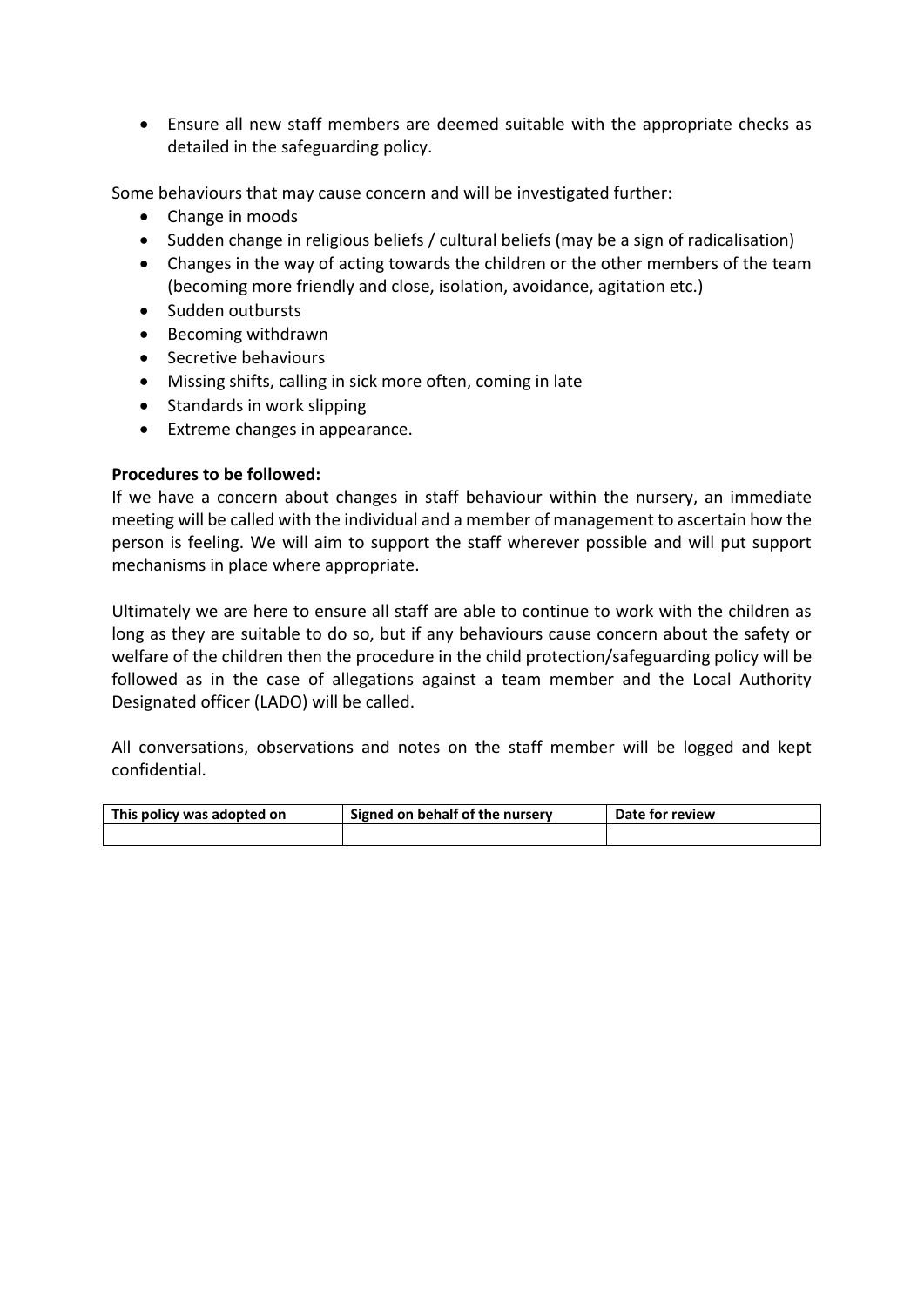- Ensure all new staff members are deemed suitable with the appropriate checks as detailed in the safeguarding policy.

Some behaviours that may cause concern and will be investigated further:

- Change in moods
- Sudden change in religious beliefs / cultural beliefs (may be a sign of radicalisation)
- Changes in the way of acting towards the children or the other members of the team (becoming more friendly and close, isolation, avoidance, agitation etc.)
- Sudden outbursts
- Becoming withdrawn
- Secretive behaviours
- Missing shifts, calling in sick more often, coming in late
- Standards in work slipping
- Extreme changes in appearance.

**Procedures to be followed:**

If we have a concern about changes in staff behaviour within the nursery, an immediate meeting will be called with the individual and a member of management to ascertain how the person is feeling. We will aim to support the staff wherever possible and will put support mechanisms in place where appropriate.

Ultimately we are here to ensure all staff are able to continue to work with the children as long as they are suitable to do so, but if any behaviours cause concern about the safety or welfare of the children then the procedure in the child protection/safeguarding policy will be followed as in the case of allegations against a team member and the Local Authority Designated officer (LADO) will be called.

All conversations, observations and notes on the staff member will be logged and kept confidential.

| This policy was adopted on | Signed on behalf of the nursery | Date for review |
| --- | --- | --- |
| | | |